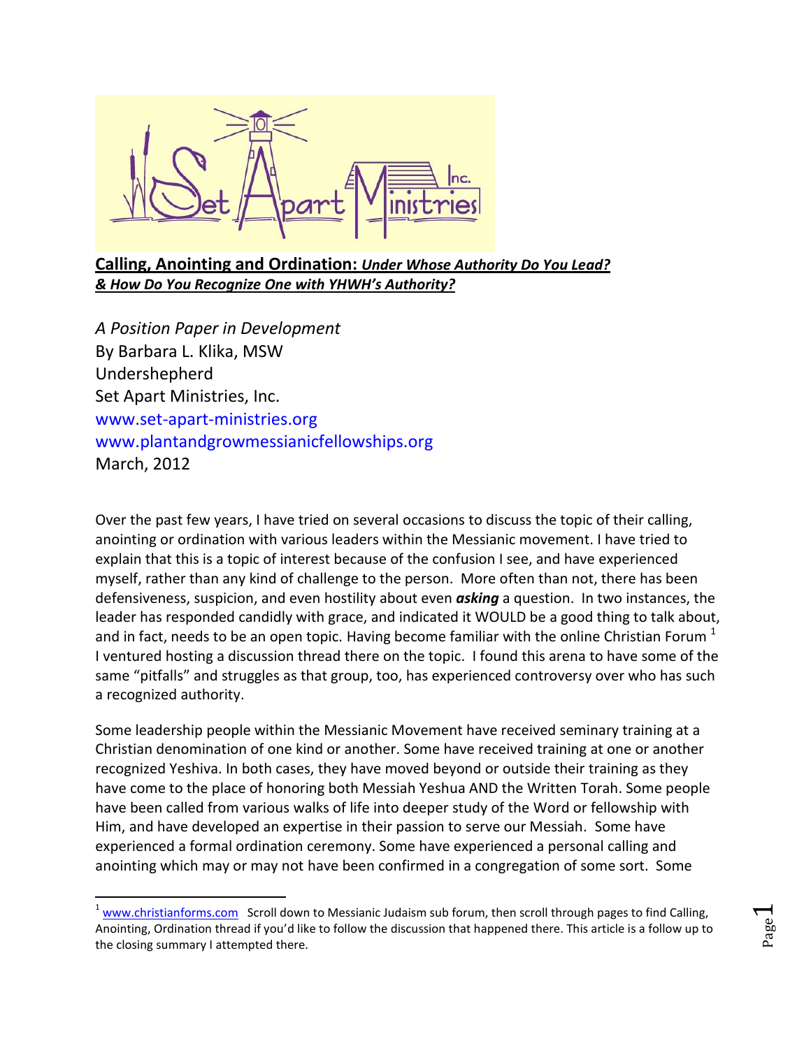## **Calling, Anointing and Ordination:** ***Under Whose Authority Do You Lead? & How Do You Recognize One with YHWH's Authority?***

*A Position Paper in Development*
By Barbara L. Klika, MSW
Undershepherd
Set Apart Ministries, Inc.
www.set-apart-ministries.org
www.plantandgrowmessianicfellowships.org
March, 2012

Over the past few years, I have tried on several occasions to discuss the topic of their calling, anointing or ordination with various leaders within the Messianic movement. I have tried to explain that this is a topic of interest because of the confusion I see, and have experienced myself, rather than any kind of challenge to the person. More often than not, there has been defensiveness, suspicion, and even hostility about even ***asking*** a question. In two instances, the leader has responded candidly with grace, and indicated it WOULD be a good thing to talk about, and in fact, needs to be an open topic. Having become familiar with the online Christian Forum [1] I ventured hosting a discussion thread there on the topic. I found this arena to have some of the same "pitfalls" and struggles as that group, too, has experienced controversy over who has such a recognized authority.

Some leadership people within the Messianic Movement have received seminary training at a Christian denomination of one kind or another. Some have received training at one or another recognized Yeshiva. In both cases, they have moved beyond or outside their training as they have come to the place of honoring both Messiah Yeshua AND the Written Torah. Some people have been called from various walks of life into deeper study of the Word or fellowship with Him, and have developed an expertise in their passion to serve our Messiah. Some have experienced a formal ordination ceremony. Some have experienced a personal calling and anointing which may or may not have been confirmed in a congregation of some sort. Some

[1] www.christianforms.com Scroll down to Messianic Judaism sub forum, then scroll through pages to find Calling, Anointing, Ordination thread if you'd like to follow the discussion that happened there. This article is a follow up to the closing summary I attempted there.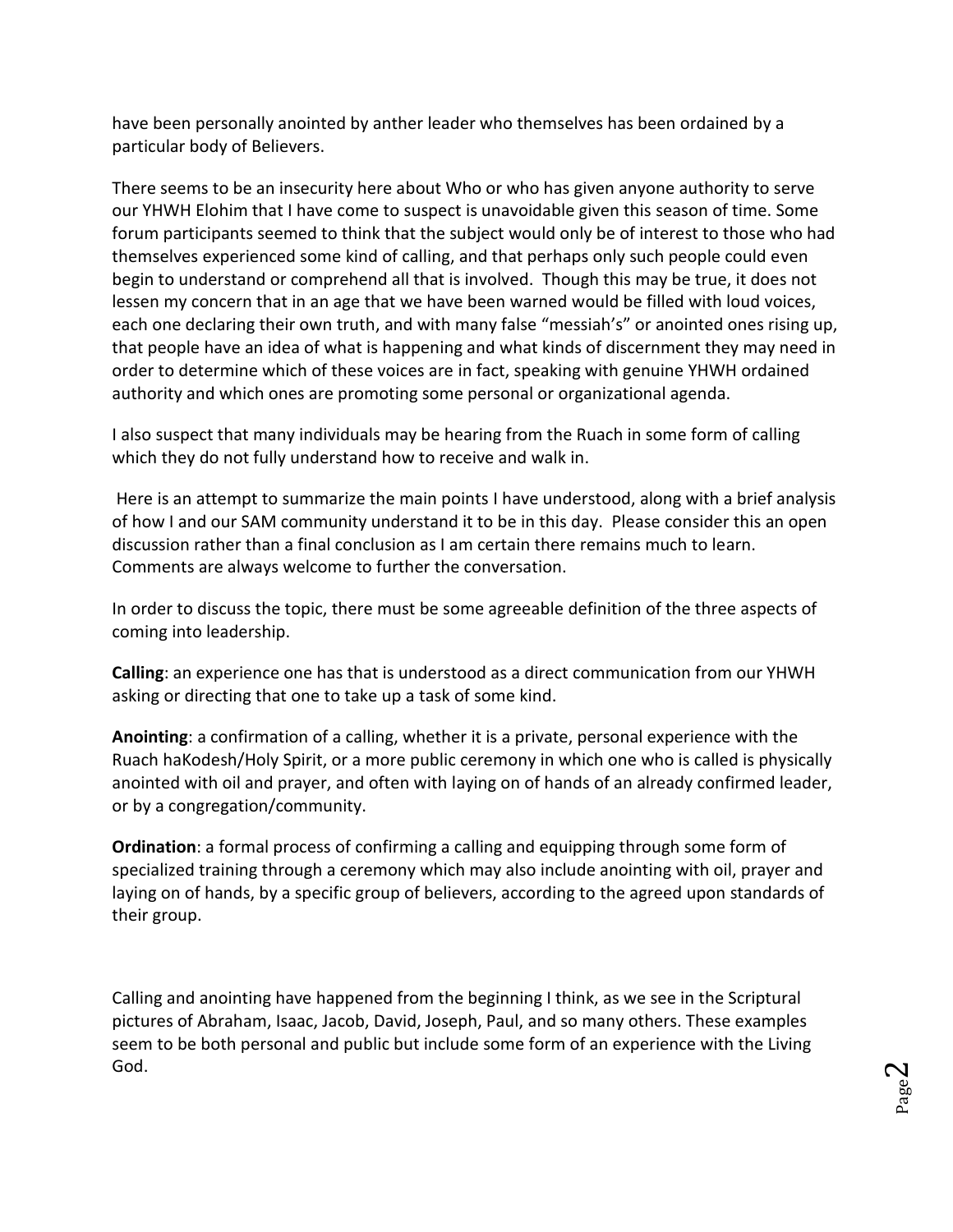have been personally anointed by anther leader who themselves has been ordained by a particular body of Believers.

There seems to be an insecurity here about Who or who has given anyone authority to serve our YHWH Elohim that I have come to suspect is unavoidable given this season of time. Some forum participants seemed to think that the subject would only be of interest to those who had themselves experienced some kind of calling, and that perhaps only such people could even begin to understand or comprehend all that is involved. Though this may be true, it does not lessen my concern that in an age that we have been warned would be filled with loud voices, each one declaring their own truth, and with many false "messiah's" or anointed ones rising up, that people have an idea of what is happening and what kinds of discernment they may need in order to determine which of these voices are in fact, speaking with genuine YHWH ordained authority and which ones are promoting some personal or organizational agenda.

I also suspect that many individuals may be hearing from the Ruach in some form of calling which they do not fully understand how to receive and walk in.

Here is an attempt to summarize the main points I have understood, along with a brief analysis of how I and our SAM community understand it to be in this day. Please consider this an open discussion rather than a final conclusion as I am certain there remains much to learn. Comments are always welcome to further the conversation.

In order to discuss the topic, there must be some agreeable definition of the three aspects of coming into leadership.

**Calling**: an experience one has that is understood as a direct communication from our YHWH asking or directing that one to take up a task of some kind.

**Anointing**: a confirmation of a calling, whether it is a private, personal experience with the Ruach haKodesh/Holy Spirit, or a more public ceremony in which one who is called is physically anointed with oil and prayer, and often with laying on of hands of an already confirmed leader, or by a congregation/community.

**Ordination**: a formal process of confirming a calling and equipping through some form of specialized training through a ceremony which may also include anointing with oil, prayer and laying on of hands, by a specific group of believers, according to the agreed upon standards of their group.

Calling and anointing have happened from the beginning I think, as we see in the Scriptural pictures of Abraham, Isaac, Jacob, David, Joseph, Paul, and so many others. These examples seem to be both personal and public but include some form of an experience with the Living God.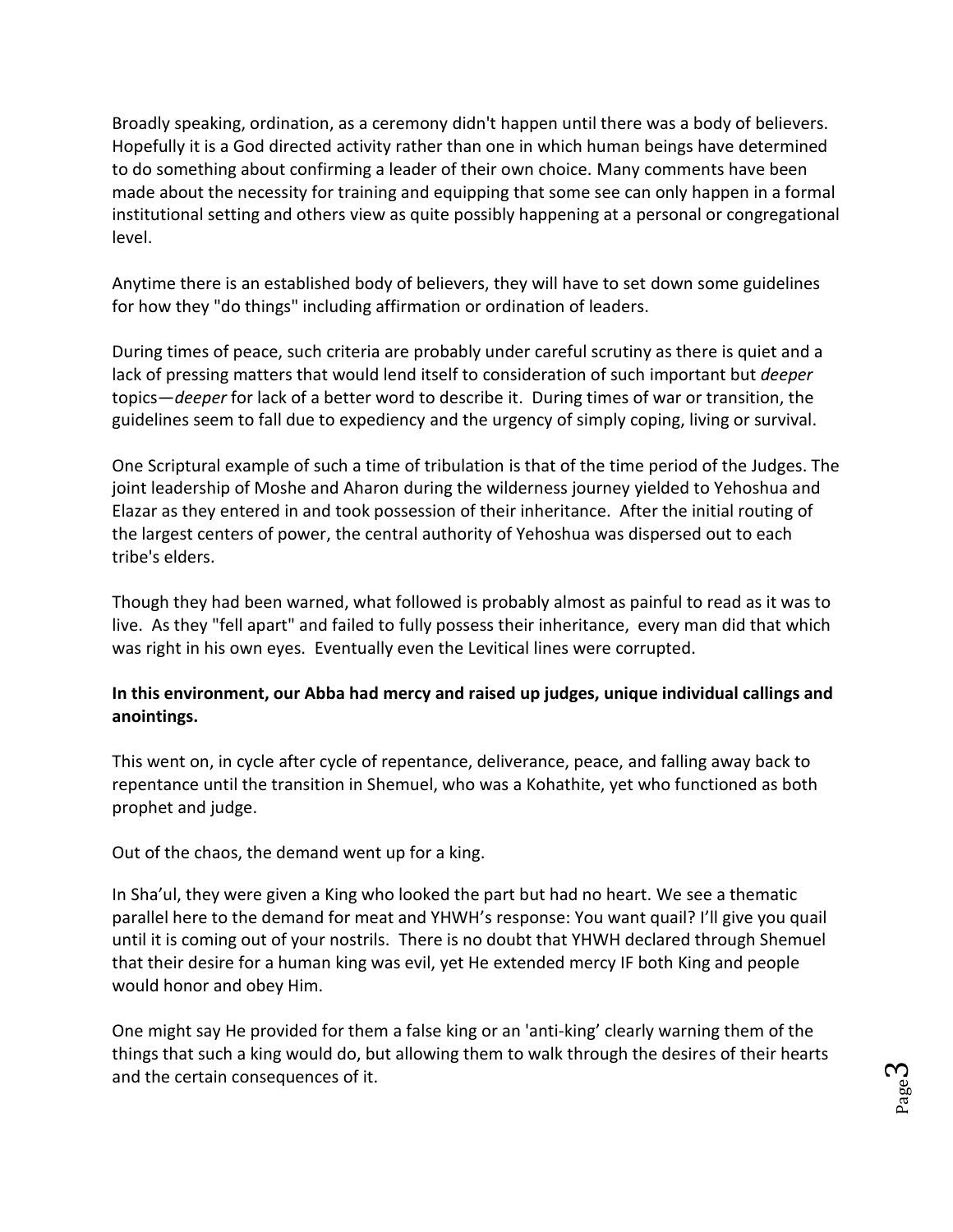Broadly speaking, ordination, as a ceremony didn't happen until there was a body of believers. Hopefully it is a God directed activity rather than one in which human beings have determined to do something about confirming a leader of their own choice. Many comments have been made about the necessity for training and equipping that some see can only happen in a formal institutional setting and others view as quite possibly happening at a personal or congregational level.

Anytime there is an established body of believers, they will have to set down some guidelines for how they "do things" including affirmation or ordination of leaders.

During times of peace, such criteria are probably under careful scrutiny as there is quiet and a lack of pressing matters that would lend itself to consideration of such important but *deeper* topics—*deeper* for lack of a better word to describe it. During times of war or transition, the guidelines seem to fall due to expediency and the urgency of simply coping, living or survival.

One Scriptural example of such a time of tribulation is that of the time period of the Judges. The joint leadership of Moshe and Aharon during the wilderness journey yielded to Yehoshua and Elazar as they entered in and took possession of their inheritance. After the initial routing of the largest centers of power, the central authority of Yehoshua was dispersed out to each tribe's elders.

Though they had been warned, what followed is probably almost as painful to read as it was to live. As they "fell apart" and failed to fully possess their inheritance, every man did that which was right in his own eyes. Eventually even the Levitical lines were corrupted.

**In this environment, our Abba had mercy and raised up judges, unique individual callings and anointings.**

This went on, in cycle after cycle of repentance, deliverance, peace, and falling away back to repentance until the transition in Shemuel, who was a Kohathite, yet who functioned as both prophet and judge.

Out of the chaos, the demand went up for a king.

In Sha'ul, they were given a King who looked the part but had no heart. We see a thematic parallel here to the demand for meat and YHWH's response: You want quail? I'll give you quail until it is coming out of your nostrils. There is no doubt that YHWH declared through Shemuel that their desire for a human king was evil, yet He extended mercy IF both King and people would honor and obey Him.

One might say He provided for them a false king or an 'anti-king' clearly warning them of the things that such a king would do, but allowing them to walk through the desires of their hearts and the certain consequences of it.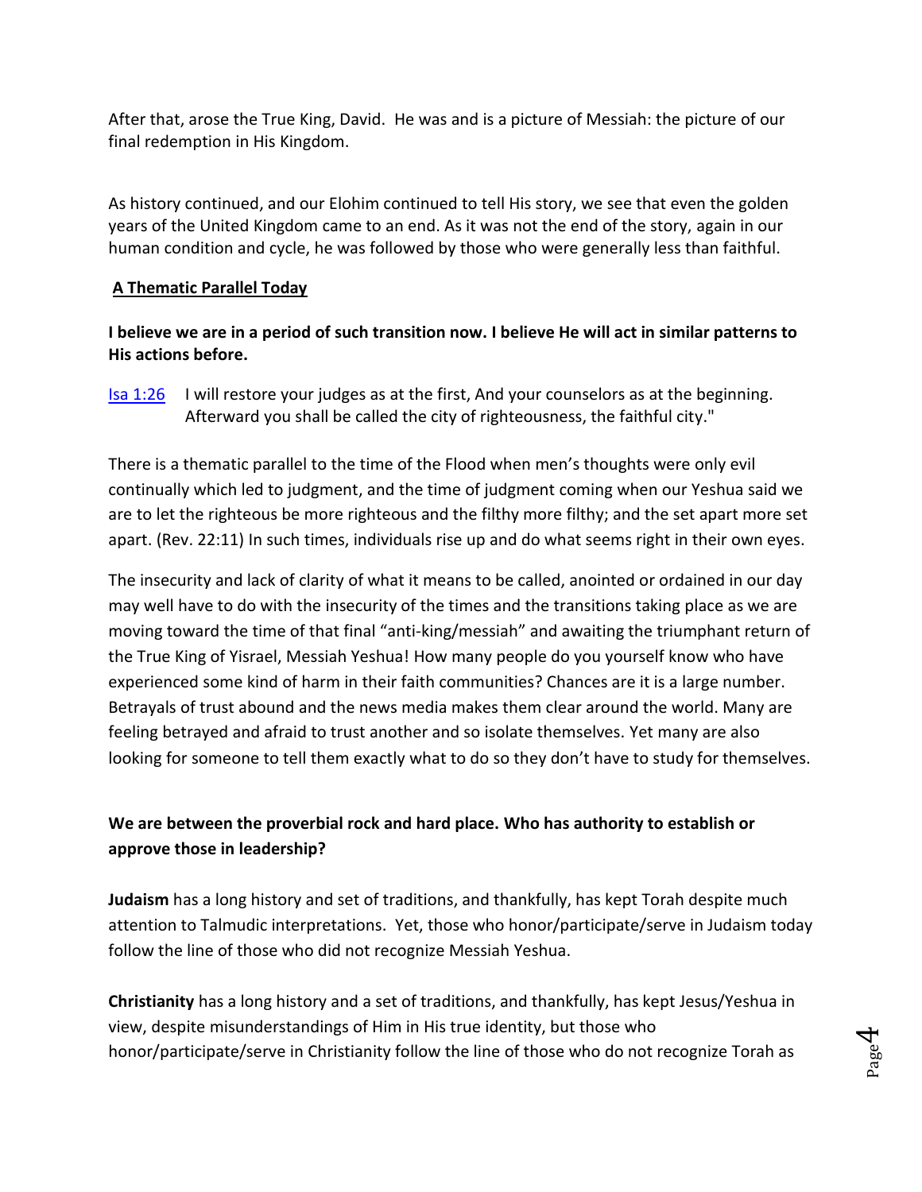After that, arose the True King, David. He was and is a picture of Messiah: the picture of our final redemption in His Kingdom.

As history continued, and our Elohim continued to tell His story, we see that even the golden years of the United Kingdom came to an end. As it was not the end of the story, again in our human condition and cycle, he was followed by those who were generally less than faithful.

**A Thematic Parallel Today**

**I believe we are in a period of such transition now. I believe He will act in similar patterns to His actions before.**

[Isa 1:26](Isa 1:26) I will restore your judges as at the first, And your counselors as at the beginning. Afterward you shall be called the city of righteousness, the faithful city."

There is a thematic parallel to the time of the Flood when men's thoughts were only evil continually which led to judgment, and the time of judgment coming when our Yeshua said we are to let the righteous be more righteous and the filthy more filthy; and the set apart more set apart. (Rev. 22:11) In such times, individuals rise up and do what seems right in their own eyes.

The insecurity and lack of clarity of what it means to be called, anointed or ordained in our day may well have to do with the insecurity of the times and the transitions taking place as we are moving toward the time of that final "anti-king/messiah" and awaiting the triumphant return of the True King of Yisrael, Messiah Yeshua! How many people do you yourself know who have experienced some kind of harm in their faith communities? Chances are it is a large number. Betrayals of trust abound and the news media makes them clear around the world. Many are feeling betrayed and afraid to trust another and so isolate themselves. Yet many are also looking for someone to tell them exactly what to do so they don't have to study for themselves.

**We are between the proverbial rock and hard place. Who has authority to establish or approve those in leadership?**

**Judaism** has a long history and set of traditions, and thankfully, has kept Torah despite much attention to Talmudic interpretations. Yet, those who honor/participate/serve in Judaism today follow the line of those who did not recognize Messiah Yeshua.

**Christianity** has a long history and a set of traditions, and thankfully, has kept Jesus/Yeshua in view, despite misunderstandings of Him in His true identity, but those who honor/participate/serve in Christianity follow the line of those who do not recognize Torah as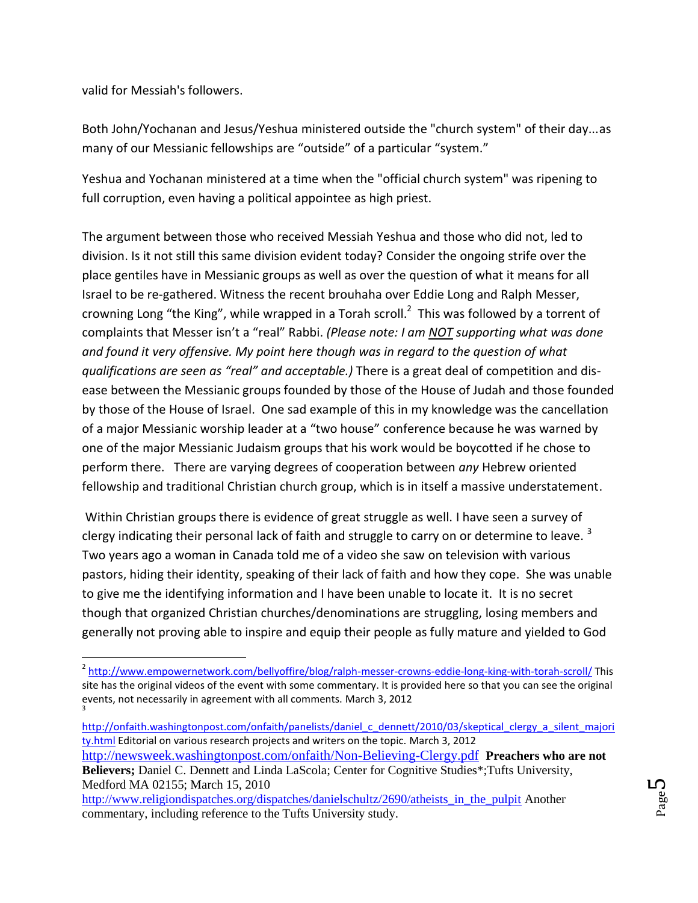valid for Messiah's followers.

Both John/Yochanan and Jesus/Yeshua ministered outside the "church system" of their day...as many of our Messianic fellowships are “outside” of a particular “system.”

Yeshua and Yochanan ministered at a time when the "official church system" was ripening to full corruption, even having a political appointee as high priest.

The argument between those who received Messiah Yeshua and those who did not, led to division. Is it not still this same division evident today? Consider the ongoing strife over the place gentiles have in Messianic groups as well as over the question of what it means for all Israel to be re-gathered. Witness the recent brouhaha over Eddie Long and Ralph Messer, crowning Long “the King”, while wrapped in a Torah scroll.[2] This was followed by a torrent of complaints that Messer isn’t a “real” Rabbi. *(Please note: I am* ***NOT*** *supporting what was done and found it very offensive. My point here though was in regard to the question of what qualifications are seen as “real” and acceptable.)* There is a great deal of competition and dis-ease between the Messianic groups founded by those of the House of Judah and those founded by those of the House of Israel. One sad example of this in my knowledge was the cancellation of a major Messianic worship leader at a “two house” conference because he was warned by one of the major Messianic Judaism groups that his work would be boycotted if he chose to perform there. There are varying degrees of cooperation between *any* Hebrew oriented fellowship and traditional Christian church group, which is in itself a massive understatement.

Within Christian groups there is evidence of great struggle as well. I have seen a survey of clergy indicating their personal lack of faith and struggle to carry on or determine to leave.[3] Two years ago a woman in Canada told me of a video she saw on television with various pastors, hiding their identity, speaking of their lack of faith and how they cope. She was unable to give me the identifying information and I have been unable to locate it. It is no secret though that organized Christian churches/denominations are struggling, losing members and generally not proving able to inspire and equip their people as fully mature and yielded to God

---

[2] http://www.empowernetwork.com/bellyoffire/blog/ralph-messer-crowns-eddie-long-king-with-torah-scroll/ This site has the original videos of the event with some commentary. It is provided here so that you can see the original events, not necessarily in agreement with all comments. March 3, 2012

[3] http://onfaith.washingtonpost.com/onfaith/panelists/daniel_c_dennett/2010/03/skeptical_clergy_a_silent_majority.html Editorial on various research projects and writers on the topic. March 3, 2012

http://newsweek.washingtonpost.com/onfaith/Non-Believing-Clergy.pdf **Preachers who are not Believers;** Daniel C. Dennett and Linda LaScola; Center for Cognitive Studies*;Tufts University, Medford MA 02155; March 15, 2010

http://www.religiondispatches.org/dispatches/danielschultz/2690/atheists_in_the_pulpit Another commentary, including reference to the Tufts University study.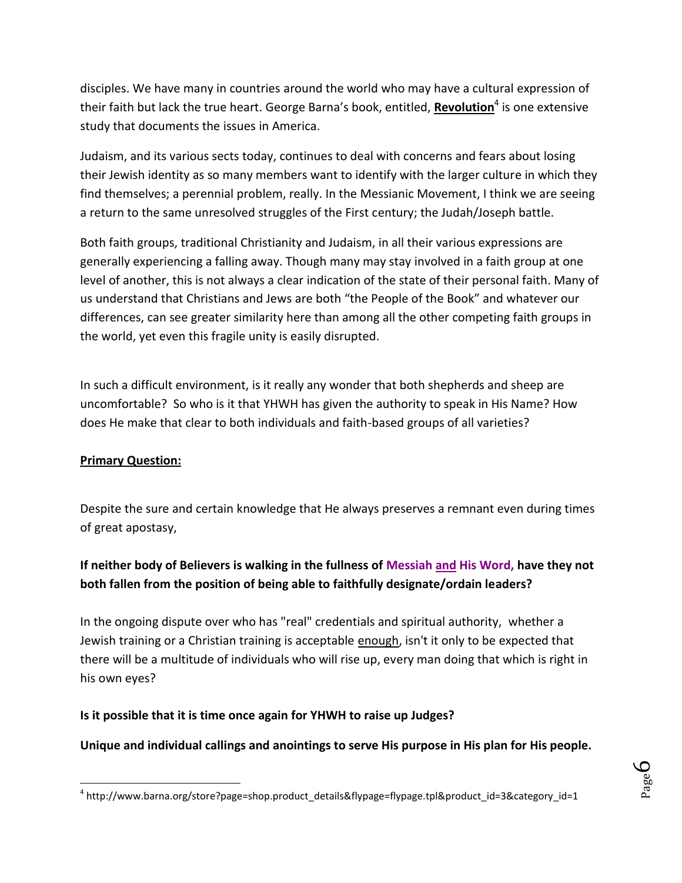disciples. We have many in countries around the world who may have a cultural expression of their faith but lack the true heart. George Barna's book, entitled, **Revolution**[4] is one extensive study that documents the issues in America.

Judaism, and its various sects today, continues to deal with concerns and fears about losing their Jewish identity as so many members want to identify with the larger culture in which they find themselves; a perennial problem, really. In the Messianic Movement, I think we are seeing a return to the same unresolved struggles of the First century; the Judah/Joseph battle.

Both faith groups, traditional Christianity and Judaism, in all their various expressions are generally experiencing a falling away. Though many may stay involved in a faith group at one level of another, this is not always a clear indication of the state of their personal faith. Many of us understand that Christians and Jews are both "the People of the Book" and whatever our differences, can see greater similarity here than among all the other competing faith groups in the world, yet even this fragile unity is easily disrupted.

In such a difficult environment, is it really any wonder that both shepherds and sheep are uncomfortable? So who is it that YHWH has given the authority to speak in His Name? How does He make that clear to both individuals and faith-based groups of all varieties?

**Primary Question:**

Despite the sure and certain knowledge that He always preserves a remnant even during times of great apostasy,

**If neither body of Believers is walking in the fullness of Messiah and His Word, have they not both fallen from the position of being able to faithfully designate/ordain leaders?**

In the ongoing dispute over who has "real" credentials and spiritual authority, whether a Jewish training or a Christian training is acceptable enough, isn't it only to be expected that there will be a multitude of individuals who will rise up, every man doing that which is right in his own eyes?

**Is it possible that it is time once again for YHWH to raise up Judges?**

**Unique and individual callings and anointings to serve His purpose in His plan for His people.**

---

[4] http://www.barna.org/store?page=shop.product_details&flypage=flypage.tpl&product_id=3&category_id=1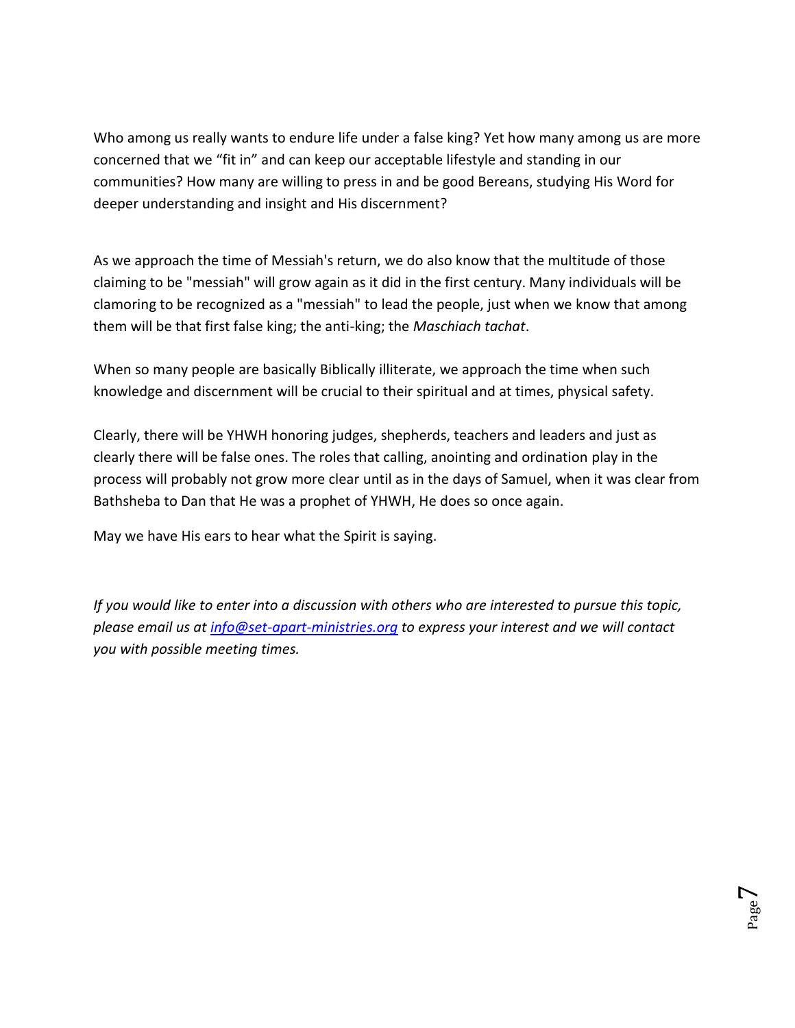Who among us really wants to endure life under a false king? Yet how many among us are more concerned that we "fit in" and can keep our acceptable lifestyle and standing in our communities? How many are willing to press in and be good Bereans, studying His Word for deeper understanding and insight and His discernment?

As we approach the time of Messiah's return, we do also know that the multitude of those claiming to be "messiah" will grow again as it did in the first century. Many individuals will be clamoring to be recognized as a "messiah" to lead the people, just when we know that among them will be that first false king; the anti-king; the *Maschiach tachat*.

When so many people are basically Biblically illiterate, we approach the time when such knowledge and discernment will be crucial to their spiritual and at times, physical safety.

Clearly, there will be YHWH honoring judges, shepherds, teachers and leaders and just as clearly there will be false ones. The roles that calling, anointing and ordination play in the process will probably not grow more clear until as in the days of Samuel, when it was clear from Bathsheba to Dan that He was a prophet of YHWH, He does so once again.

May we have His ears to hear what the Spirit is saying.

*If you would like to enter into a discussion with others who are interested to pursue this topic, please email us at [info@set-apart-ministries.org](mailto:info@set-apart-ministries.org) to express your interest and we will contact you with possible meeting times.*